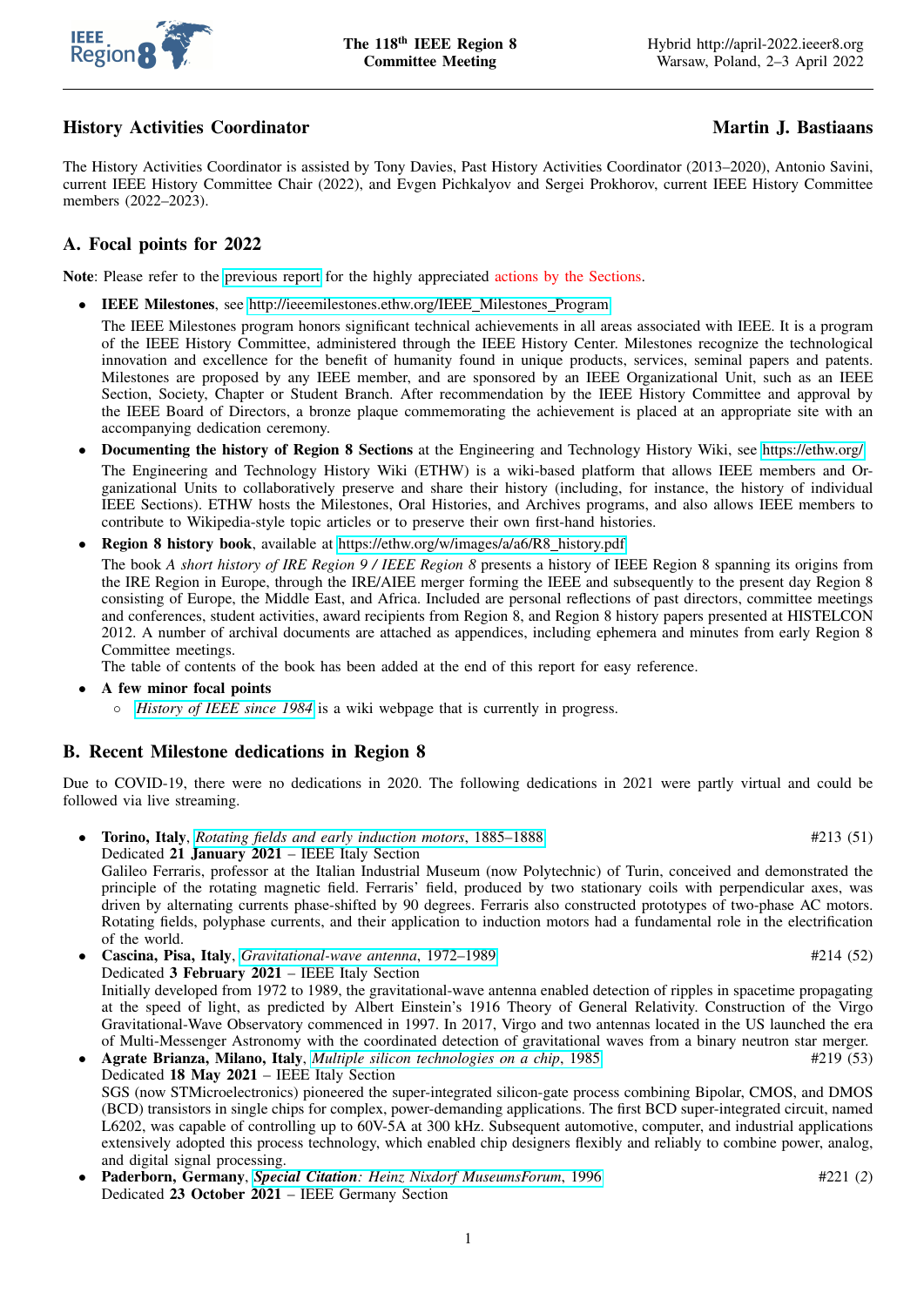## History Activities Coordinator — Martin J. Bastiaans

The History Activities Coordinator is assisted by Tony Davies, Past History Activities Coordinator (2013–2020), Antonio Savini, current IEEE History Committee Chair (2022), and Evgen Pichkalyov and Sergei Prokhorov, current IEEE History Committee members (2022–2023).

### A. Focal points for 2022

**Note**: Please refer to the previous report for the highly appreciated actions by the Sections.

- **IEEE Milestones**, see http://ieeemilestones.ethw.org/IEEE_Milestones_Program
  
  The IEEE Milestones program honors significant technical achievements in all areas associated with IEEE. It is a program of the IEEE History Committee, administered through the IEEE History Center. Milestones recognize the technological innovation and excellence for the benefit of humanity found in unique products, services, seminal papers and patents. Milestones are proposed by any IEEE member, and are sponsored by an IEEE Organizational Unit, such as an IEEE Section, Society, Chapter or Student Branch. After recommendation by the IEEE History Committee and approval by the IEEE Board of Directors, a bronze plaque commemorating the achievement is placed at an appropriate site with an accompanying dedication ceremony.
- **Documenting the history of Region 8 Sections** at the Engineering and Technology History Wiki, see https://ethw.org/
  
  The Engineering and Technology History Wiki (ETHW) is a wiki-based platform that allows IEEE members and Organizational Units to collaboratively preserve and share their history (including, for instance, the history of individual IEEE Sections). ETHW hosts the Milestones, Oral Histories, and Archives programs, and also allows IEEE members to contribute to Wikipedia-style topic articles or to preserve their own first-hand histories.
- **Region 8 history book**, available at https://ethw.org/w/images/a/a6/R8_history.pdf
  
  The book *A short history of IRE Region 9 / IEEE Region 8* presents a history of IEEE Region 8 spanning its origins from the IRE Region in Europe, through the IRE/AIEE merger forming the IEEE and subsequently to the present day Region 8 consisting of Europe, the Middle East, and Africa. Included are personal reflections of past directors, committee meetings and conferences, student activities, award recipients from Region 8, and Region 8 history papers presented at HISTELCON 2012. A number of archival documents are attached as appendices, including ephemera and minutes from early Region 8 Committee meetings.
  The table of contents of the book has been added at the end of this report for easy reference.
- **A few minor focal points**
  - *History of IEEE since 1984* is a wiki webpage that is currently in progress.

### B. Recent Milestone dedications in Region 8

Due to COVID-19, there were no dedications in 2020. The following dedications in 2021 were partly virtual and could be followed via live streaming.

- **Torino, Italy**, *Rotating fields and early induction motors*, 1885–1888 — #213 (51)
  Dedicated **21 January 2021** – IEEE Italy Section
  Galileo Ferraris, professor at the Italian Industrial Museum (now Polytechnic) of Turin, conceived and demonstrated the principle of the rotating magnetic field. Ferraris' field, produced by two stationary coils with perpendicular axes, was driven by alternating currents phase-shifted by 90 degrees. Ferraris also constructed prototypes of two-phase AC motors. Rotating fields, polyphase currents, and their application to induction motors had a fundamental role in the electrification of the world.
- **Cascina, Pisa, Italy**, *Gravitational-wave antenna*, 1972–1989 — #214 (52)
  Dedicated **3 February 2021** – IEEE Italy Section
  Initially developed from 1972 to 1989, the gravitational-wave antenna enabled detection of ripples in spacetime propagating at the speed of light, as predicted by Albert Einstein's 1916 Theory of General Relativity. Construction of the Virgo Gravitational-Wave Observatory commenced in 1997. In 2017, Virgo and two antennas located in the US launched the era of Multi-Messenger Astronomy with the coordinated detection of gravitational waves from a binary neutron star merger.
- **Agrate Brianza, Milano, Italy**, *Multiple silicon technologies on a chip*, 1985 — #219 (53)
  Dedicated **18 May 2021** – IEEE Italy Section
  SGS (now STMicroelectronics) pioneered the super-integrated silicon-gate process combining Bipolar, CMOS, and DMOS (BCD) transistors in single chips for complex, power-demanding applications. The first BCD super-integrated circuit, named L6202, was capable of controlling up to 60V-5A at 300 kHz. Subsequent automotive, computer, and industrial applications extensively adopted this process technology, which enabled chip designers flexibly and reliably to combine power, analog, and digital signal processing.
- **Paderborn, Germany**, ***Special Citation**: Heinz Nixdorf MuseumsForum*, 1996 — #221 (2)
  Dedicated **23 October 2021** – IEEE Germany Section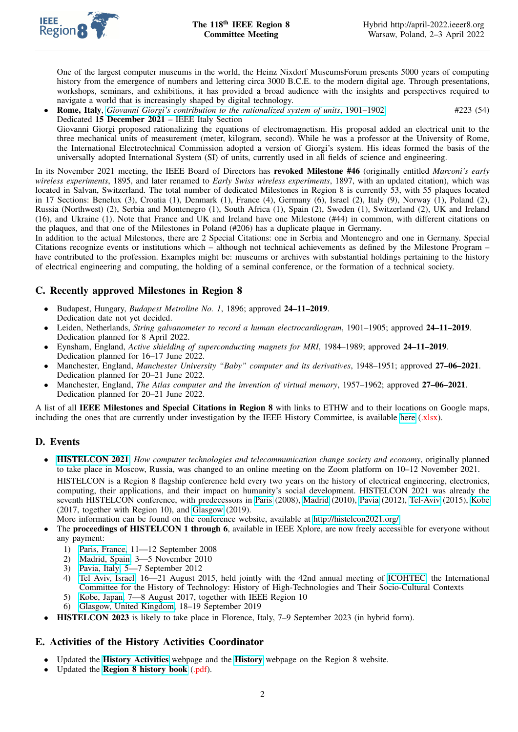One of the largest computer museums in the world, the Heinz Nixdorf MuseumsForum presents 5000 years of computing history from the emergence of numbers and lettering circa 3000 B.C.E. to the modern digital age. Through presentations, workshops, seminars, and exhibitions, it has provided a broad audience with the insights and perspectives required to navigate a world that is increasingly shaped by digital technology.

- **Rome, Italy**, *Giovanni Giorgi's contribution to the rationalized system of units*, 1901–1902 #223 (54)
  Dedicated **15 December 2021** – IEEE Italy Section
  Giovanni Giorgi proposed rationalizing the equations of electromagnetism. His proposal added an electrical unit to the three mechanical units of measurement (meter, kilogram, second). While he was a professor at the University of Rome, the International Electrotechnical Commission adopted a version of Giorgi's system. His ideas formed the basis of the universally adopted International System (SI) of units, currently used in all fields of science and engineering.

In its November 2021 meeting, the IEEE Board of Directors has **revoked Milestone #46** (originally entitled *Marconi's early wireless experiments*, 1895, and later renamed to *Early Swiss wireless experiments*, 1897, with an updated citation), which was located in Salvan, Switzerland. The total number of dedicated Milestones in Region 8 is currently 53, with 55 plaques located in 17 Sections: Benelux (3), Croatia (1), Denmark (1), France (4), Germany (6), Israel (2), Italy (9), Norway (1), Poland (2), Russia (Northwest) (2), Serbia and Montenegro (1), South Africa (1), Spain (2), Sweden (1), Switzerland (2), UK and Ireland (16), and Ukraine (1). Note that France and UK and Ireland have one Milestone (#44) in common, with different citations on the plaques, and that one of the Milestones in Poland (#206) has a duplicate plaque in Germany.
In addition to the actual Milestones, there are 2 Special Citations: one in Serbia and Montenegro and one in Germany. Special Citations recognize events or institutions which – although not technical achievements as defined by the Milestone Program – have contributed to the profession. Examples might be: museums or archives with substantial holdings pertaining to the history of electrical engineering and computing, the holding of a seminal conference, or the formation of a technical society.

## C. Recently approved Milestones in Region 8

- Budapest, Hungary, *Budapest Metroline No. 1*, 1896; approved **24–11–2019**.
  Dedication date not yet decided.
- Leiden, Netherlands, *String galvanometer to record a human electrocardiogram*, 1901–1905; approved **24–11–2019**.
  Dedication planned for 8 April 2022.
- Eynsham, England, *Active shielding of superconducting magnets for MRI*, 1984–1989; approved **24–11–2019**.
  Dedication planned for 16–17 June 2022.
- Manchester, England, *Manchester University "Baby" computer and its derivatives*, 1948–1951; approved **27–06–2021**.
  Dedication planned for 20–21 June 2022.
- Manchester, England, *The Atlas computer and the invention of virtual memory*, 1957–1962; approved **27–06–2021**.
  Dedication planned for 20–21 June 2022.

A list of all **IEEE Milestones and Special Citations in Region 8** with links to ETHW and to their locations on Google maps, including the ones that are currently under investigation by the IEEE History Committee, is available here (.xlsx).

## D. Events

- **HISTELCON 2021** *How computer technologies and telecommunication change society and economy*, originally planned to take place in Moscow, Russia, was changed to an online meeting on the Zoom platform on 10–12 November 2021.
  HISTELCON is a Region 8 flagship conference held every two years on the history of electrical engineering, electronics, computing, their applications, and their impact on humanity's social development. HISTELCON 2021 was already the seventh HISTELCON conference, with predecessors in Paris (2008), Madrid (2010), Pavia (2012), Tel-Aviv (2015), Kobe (2017, together with Region 10), and Glasgow (2019).
  More information can be found on the conference website, available at http://histelcon2021.org/
- The **proceedings of HISTELCON 1 through 6**, available in IEEE Xplore, are now freely accessible for everyone without any payment:
  1) Paris, France, 11—12 September 2008
  2) Madrid, Spain, 3—5 November 2010
  3) Pavia, Italy, 5—7 September 2012
  4) Tel Aviv, Israel, 16—21 August 2015, held jointly with the 42nd annual meeting of ICOHTEC, the International Committee for the History of Technology: History of High-Technologies and Their Socio-Cultural Contexts
  5) Kobe, Japan, 7—8 August 2017, together with IEEE Region 10
  6) Glasgow, United Kingdom, 18–19 September 2019
- **HISTELCON 2023** is likely to take place in Florence, Italy, 7–9 September 2023 (in hybrid form).

## E. Activities of the History Activities Coordinator

- Updated the **History Activities** webpage and the **History** webpage on the Region 8 website.
- Updated the **Region 8 history book** (.pdf).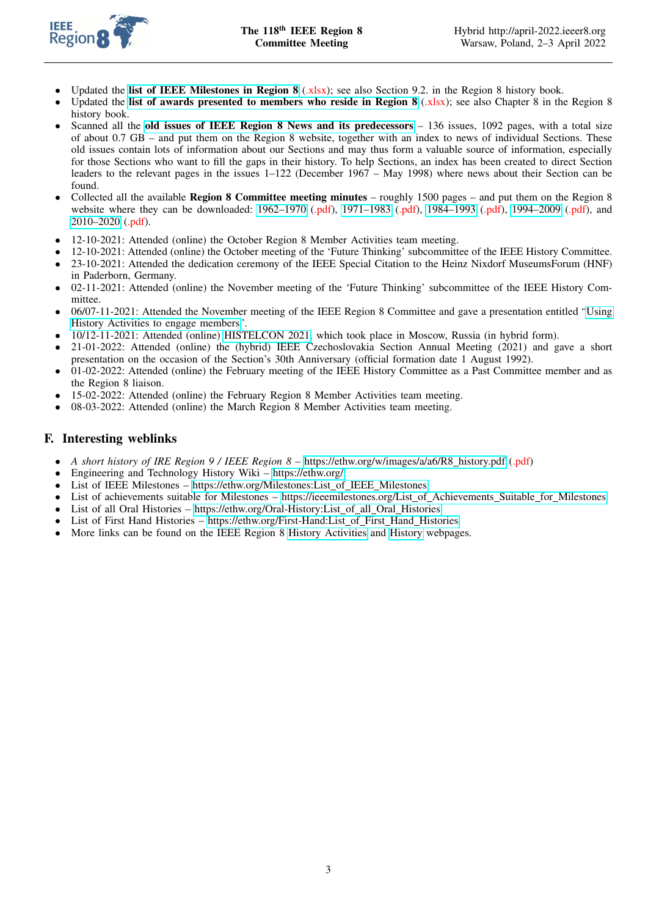- Updated the **list of IEEE Milestones in Region 8** (.xlsx); see also Section 9.2. in the Region 8 history book.
- Updated the **list of awards presented to members who reside in Region 8** (.xlsx); see also Chapter 8 in the Region 8 history book.
- Scanned all the **old issues of IEEE Region 8 News and its predecessors** – 136 issues, 1092 pages, with a total size of about 0.7 GB – and put them on the Region 8 website, together with an index to news of individual Sections. These old issues contain lots of information about our Sections and may thus form a valuable source of information, especially for those Sections who want to fill the gaps in their history. To help Sections, an index has been created to direct Section leaders to the relevant pages in the issues 1–122 (December 1967 – May 1998) where news about their Section can be found.
- Collected all the available **Region 8 Committee meeting minutes** – roughly 1500 pages – and put them on the Region 8 website where they can be downloaded: 1962–1970 (.pdf), 1971–1983 (.pdf), 1984–1993 (.pdf), 1994–2009 (.pdf), and 2010–2020 (.pdf).
- 12-10-2021: Attended (online) the October Region 8 Member Activities team meeting.
- 12-10-2021: Attended (online) the October meeting of the 'Future Thinking' subcommittee of the IEEE History Committee.
- 23-10-2021: Attended the dedication ceremony of the IEEE Special Citation to the Heinz Nixdorf MuseumsForum (HNF) in Paderborn, Germany.
- 02-11-2021: Attended (online) the November meeting of the 'Future Thinking' subcommittee of the IEEE History Committee.
- 06/07-11-2021: Attended the November meeting of the IEEE Region 8 Committee and gave a presentation entitled 'Using History Activities to engage members'.
- 10/12-11-2021: Attended (online) HISTELCON 2021, which took place in Moscow, Russia (in hybrid form).
- 21-01-2022: Attended (online) the (hybrid) IEEE Czechoslovakia Section Annual Meeting (2021) and gave a short presentation on the occasion of the Section's 30th Anniversary (official formation date 1 August 1992).
- 01-02-2022: Attended (online) the February meeting of the IEEE History Committee as a Past Committee member and as the Region 8 liaison.
- 15-02-2022: Attended (online) the February Region 8 Member Activities team meeting.
- 08-03-2022: Attended (online) the March Region 8 Member Activities team meeting.

## F. Interesting weblinks

- *A short history of IRE Region 9 / IEEE Region 8* – https://ethw.org/w/images/a/a6/R8_history.pdf (.pdf)
- Engineering and Technology History Wiki – https://ethw.org/
- List of IEEE Milestones – https://ethw.org/Milestones:List_of_IEEE_Milestones
- List of achievements suitable for Milestones – https://ieeemilestones.org/List_of_Achievements_Suitable_for_Milestones
- List of all Oral Histories – https://ethw.org/Oral-History:List_of_all_Oral_Histories
- List of First Hand Histories – https://ethw.org/First-Hand:List_of_First_Hand_Histories
- More links can be found on the IEEE Region 8 History Activities and History webpages.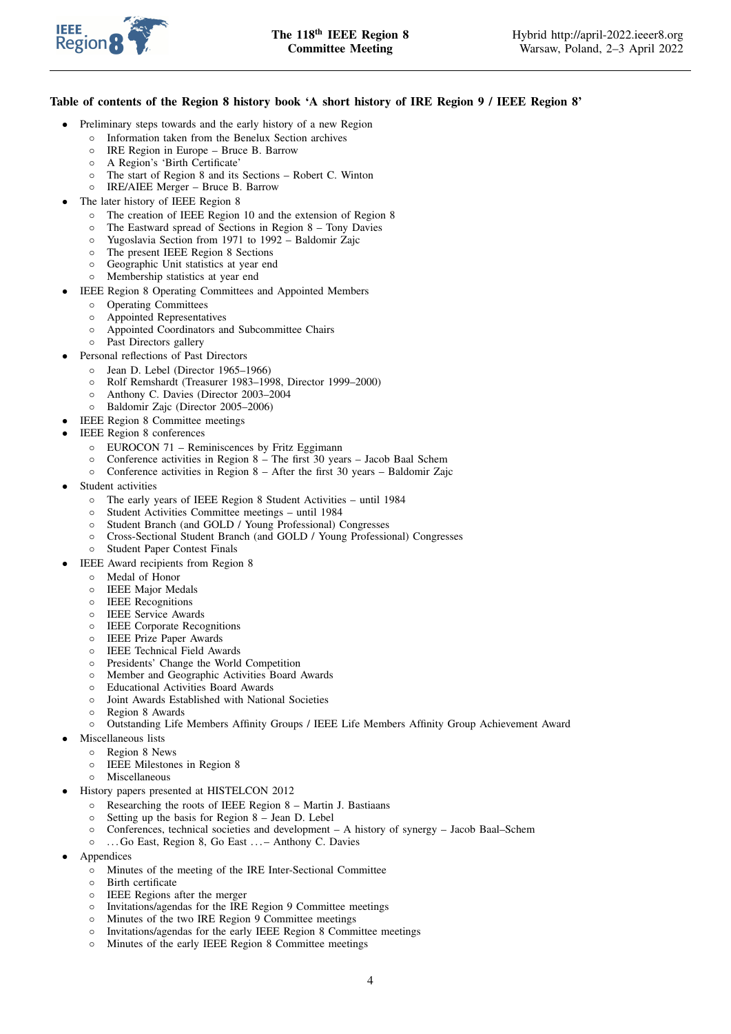**Table of contents of the Region 8 history book 'A short history of IRE Region 9 / IEEE Region 8'**

- Preliminary steps towards and the early history of a new Region
  - Information taken from the Benelux Section archives
  - IRE Region in Europe – Bruce B. Barrow
  - A Region's 'Birth Certificate'
  - The start of Region 8 and its Sections – Robert C. Winton
  - IRE/AIEE Merger – Bruce B. Barrow
- The later history of IEEE Region 8
  - The creation of IEEE Region 10 and the extension of Region 8
  - The Eastward spread of Sections in Region 8 – Tony Davies
  - Yugoslavia Section from 1971 to 1992 – Baldomir Zajc
  - The present IEEE Region 8 Sections
  - Geographic Unit statistics at year end
  - Membership statistics at year end
- IEEE Region 8 Operating Committees and Appointed Members
  - Operating Committees
  - Appointed Representatives
  - Appointed Coordinators and Subcommittee Chairs
  - Past Directors gallery
- Personal reflections of Past Directors
  - Jean D. Lebel (Director 1965–1966)
  - Rolf Remshardt (Treasurer 1983–1998, Director 1999–2000)
  - Anthony C. Davies (Director 2003–2004
  - Baldomir Zajc (Director 2005–2006)
- IEEE Region 8 Committee meetings
- IEEE Region 8 conferences
  - EUROCON 71 – Reminiscences by Fritz Eggimann
  - Conference activities in Region 8 – The first 30 years – Jacob Baal Schem
  - Conference activities in Region 8 – After the first 30 years – Baldomir Zajc
- Student activities
  - The early years of IEEE Region 8 Student Activities – until 1984
  - Student Activities Committee meetings – until 1984
  - Student Branch (and GOLD / Young Professional) Congresses
  - Cross-Sectional Student Branch (and GOLD / Young Professional) Congresses
  - Student Paper Contest Finals
- IEEE Award recipients from Region 8
  - Medal of Honor
  - IEEE Major Medals
  - IEEE Recognitions
  - IEEE Service Awards
  - IEEE Corporate Recognitions
  - IEEE Prize Paper Awards
  - IEEE Technical Field Awards
  - Presidents' Change the World Competition
  - Member and Geographic Activities Board Awards
  - Educational Activities Board Awards
  - Joint Awards Established with National Societies
  - Region 8 Awards
  - Outstanding Life Members Affinity Groups / IEEE Life Members Affinity Group Achievement Award
- Miscellaneous lists
  - Region 8 News
  - IEEE Milestones in Region 8
  - Miscellaneous
- History papers presented at HISTELCON 2012
  - Researching the roots of IEEE Region 8 – Martin J. Bastiaans
  - Setting up the basis for Region 8 – Jean D. Lebel
  - Conferences, technical societies and development – A history of synergy – Jacob Baal–Schem
  - …Go East, Region 8, Go East …– Anthony C. Davies
- Appendices
  - Minutes of the meeting of the IRE Inter-Sectional Committee
  - Birth certificate
  - IEEE Regions after the merger
  - Invitations/agendas for the IRE Region 9 Committee meetings
  - Minutes of the two IRE Region 9 Committee meetings
  - Invitations/agendas for the early IEEE Region 8 Committee meetings
  - Minutes of the early IEEE Region 8 Committee meetings